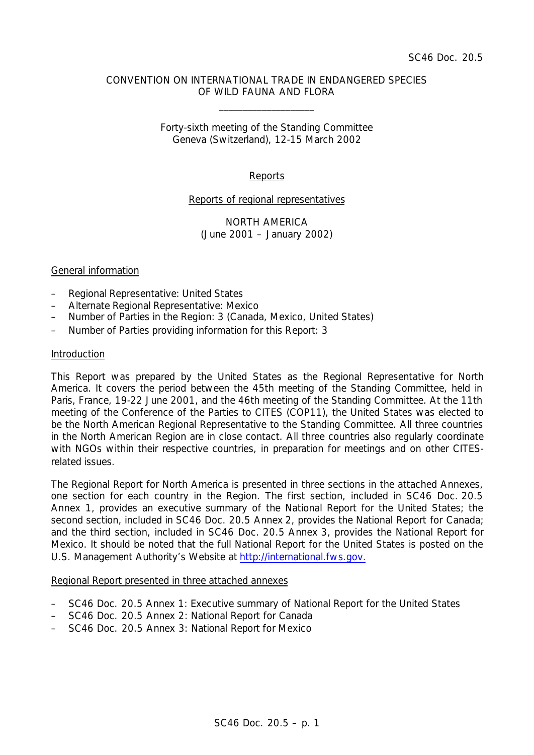SC46 Doc. 20.5

CONVENTION ON INTERNATIONAL TRADE IN ENDANGERED SPECIES
OF WILD FAUNA AND FLORA

\_\_\_\_\_\_\_\_\_\_\_\_\_\_\_\_\_\_\_\_

Forty-sixth meeting of the Standing Committee
Geneva (Switzerland), 12-15 March 2002

Reports

Reports of regional representatives

NORTH AMERICA
(June 2001 – January 2002)

## General information

- Regional Representative: United States
- Alternate Regional Representative: Mexico
- Number of Parties in the Region: 3 (Canada, Mexico, United States)
- Number of Parties providing information for this Report: 3

## Introduction

This Report was prepared by the United States as the Regional Representative for North America. It covers the period between the 45th meeting of the Standing Committee, held in Paris, France, 19-22 June 2001, and the 46th meeting of the Standing Committee. At the 11th meeting of the Conference of the Parties to CITES (COP11), the United States was elected to be the North American Regional Representative to the Standing Committee. All three countries in the North American Region are in close contact. All three countries also regularly coordinate with NGOs within their respective countries, in preparation for meetings and on other CITES-related issues.

The Regional Report for North America is presented in three sections in the attached Annexes, one section for each country in the Region. The first section, included in SC46 Doc. 20.5 Annex 1, provides an executive summary of the National Report for the United States; the second section, included in SC46 Doc. 20.5 Annex 2, provides the National Report for Canada; and the third section, included in SC46 Doc. 20.5 Annex 3, provides the National Report for Mexico. It should be noted that the full National Report for the United States is posted on the U.S. Management Authority's Website at http://international.fws.gov.

## Regional Report presented in three attached annexes

- SC46 Doc. 20.5 Annex 1: Executive summary of National Report for the United States
- SC46 Doc. 20.5 Annex 2: National Report for Canada
- SC46 Doc. 20.5 Annex 3: National Report for Mexico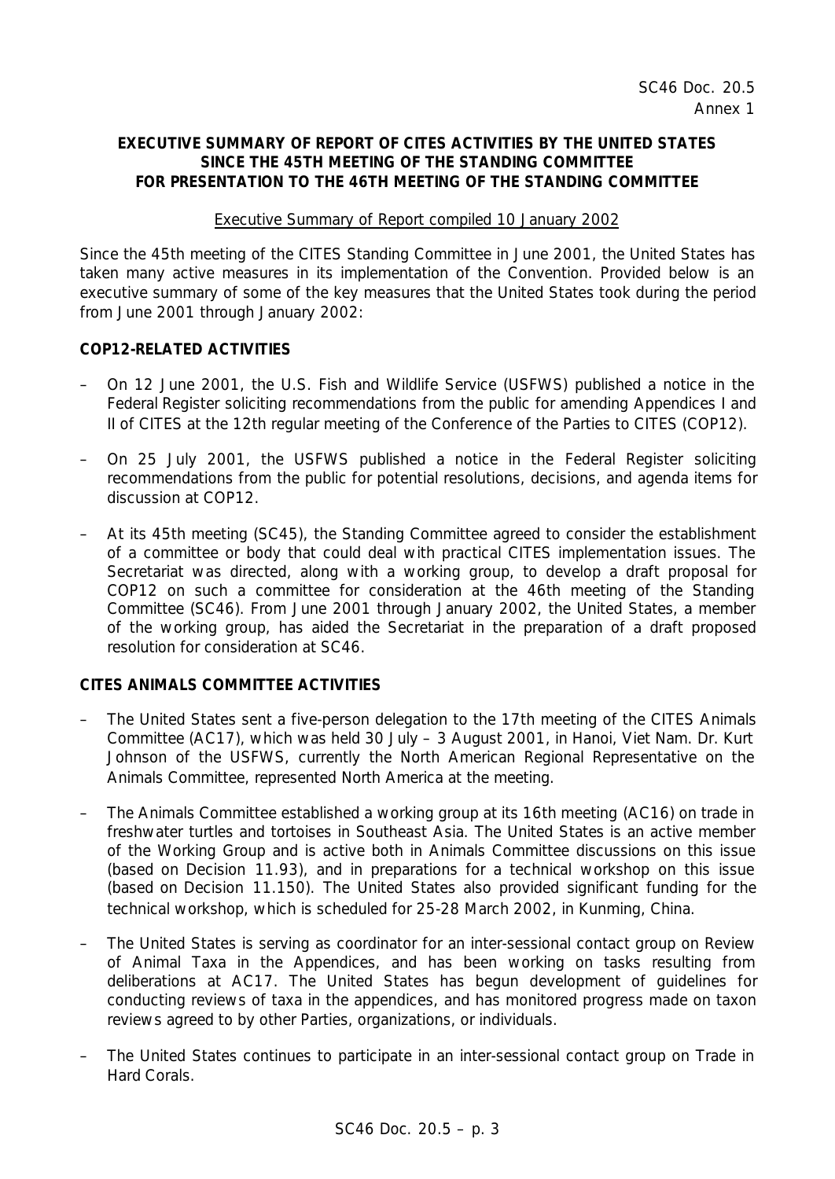SC46 Doc. 20.5
Annex 1

**EXECUTIVE SUMMARY OF REPORT OF CITES ACTIVITIES BY THE UNITED STATES SINCE THE 45TH MEETING OF THE STANDING COMMITTEE FOR PRESENTATION TO THE 46TH MEETING OF THE STANDING COMMITTEE**

Executive Summary of Report compiled 10 January 2002

Since the 45th meeting of the CITES Standing Committee in June 2001, the United States has taken many active measures in its implementation of the Convention. Provided below is an executive summary of some of the key measures that the United States took during the period from June 2001 through January 2002:

**COP12-RELATED ACTIVITIES**

– On 12 June 2001, the U.S. Fish and Wildlife Service (USFWS) published a notice in the Federal Register soliciting recommendations from the public for amending Appendices I and II of CITES at the 12th regular meeting of the Conference of the Parties to CITES (COP12).

– On 25 July 2001, the USFWS published a notice in the Federal Register soliciting recommendations from the public for potential resolutions, decisions, and agenda items for discussion at COP12.

– At its 45th meeting (SC45), the Standing Committee agreed to consider the establishment of a committee or body that could deal with practical CITES implementation issues. The Secretariat was directed, along with a working group, to develop a draft proposal for COP12 on such a committee for consideration at the 46th meeting of the Standing Committee (SC46). From June 2001 through January 2002, the United States, a member of the working group, has aided the Secretariat in the preparation of a draft proposed resolution for consideration at SC46.

**CITES ANIMALS COMMITTEE ACTIVITIES**

– The United States sent a five-person delegation to the 17th meeting of the CITES Animals Committee (AC17), which was held 30 July – 3 August 2001, in Hanoi, Viet Nam. Dr. Kurt Johnson of the USFWS, currently the North American Regional Representative on the Animals Committee, represented North America at the meeting.

– The Animals Committee established a working group at its 16th meeting (AC16) on trade in freshwater turtles and tortoises in Southeast Asia. The United States is an active member of the Working Group and is active both in Animals Committee discussions on this issue (based on Decision 11.93), and in preparations for a technical workshop on this issue (based on Decision 11.150). The United States also provided significant funding for the technical workshop, which is scheduled for 25-28 March 2002, in Kunming, China.

– The United States is serving as coordinator for an inter-sessional contact group on Review of Animal Taxa in the Appendices, and has been working on tasks resulting from deliberations at AC17. The United States has begun development of guidelines for conducting reviews of taxa in the appendices, and has monitored progress made on taxon reviews agreed to by other Parties, organizations, or individuals.

– The United States continues to participate in an inter-sessional contact group on Trade in Hard Corals.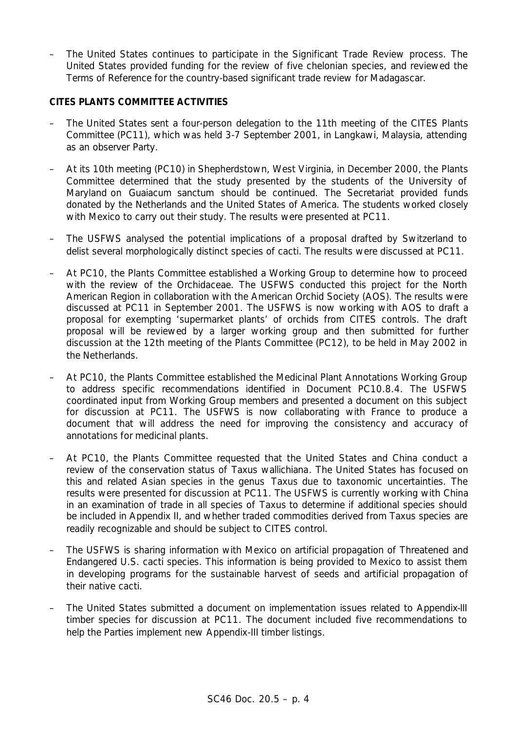- The United States continues to participate in the Significant Trade Review process. The United States provided funding for the review of five chelonian species, and reviewed the Terms of Reference for the country-based significant trade review for Madagascar.

**CITES PLANTS COMMITTEE ACTIVITIES**

- The United States sent a four-person delegation to the 11th meeting of the CITES Plants Committee (PC11), which was held 3-7 September 2001, in Langkawi, Malaysia, attending as an observer Party.

- At its 10th meeting (PC10) in Shepherdstown, West Virginia, in December 2000, the Plants Committee determined that the study presented by the students of the University of Maryland on *Guaiacum sanctum* should be continued. The Secretariat provided funds donated by the Netherlands and the United States of America. The students worked closely with Mexico to carry out their study. The results were presented at PC11.

- The USFWS analysed the potential implications of a proposal drafted by Switzerland to delist several morphologically distinct species of cacti. The results were discussed at PC11.

- At PC10, the Plants Committee established a Working Group to determine how to proceed with the review of the Orchidaceae. The USFWS conducted this project for the North American Region in collaboration with the American Orchid Society (AOS). The results were discussed at PC11 in September 2001. The USFWS is now working with AOS to draft a proposal for exempting 'supermarket plants' of orchids from CITES controls. The draft proposal will be reviewed by a larger working group and then submitted for further discussion at the 12th meeting of the Plants Committee (PC12), to be held in May 2002 in the Netherlands.

- At PC10, the Plants Committee established the Medicinal Plant Annotations Working Group to address specific recommendations identified in Document PC10.8.4. The USFWS coordinated input from Working Group members and presented a document on this subject for discussion at PC11. The USFWS is now collaborating with France to produce a document that will address the need for improving the consistency and accuracy of annotations for medicinal plants.

- At PC10, the Plants Committee requested that the United States and China conduct a review of the conservation status of *Taxus wallichiana*. The United States has focused on this and related Asian species in the genus *Taxus* due to taxonomic uncertainties. The results were presented for discussion at PC11. The USFWS is currently working with China in an examination of trade in all species of *Taxus* to determine if additional species should be included in Appendix II, and whether traded commodities derived from *Taxus* species are readily recognizable and should be subject to CITES control.

- The USFWS is sharing information with Mexico on artificial propagation of Threatened and Endangered U.S. cacti species. This information is being provided to Mexico to assist them in developing programs for the sustainable harvest of seeds and artificial propagation of their native cacti.

- The United States submitted a document on implementation issues related to Appendix-III timber species for discussion at PC11. The document included five recommendations to help the Parties implement new Appendix-III timber listings.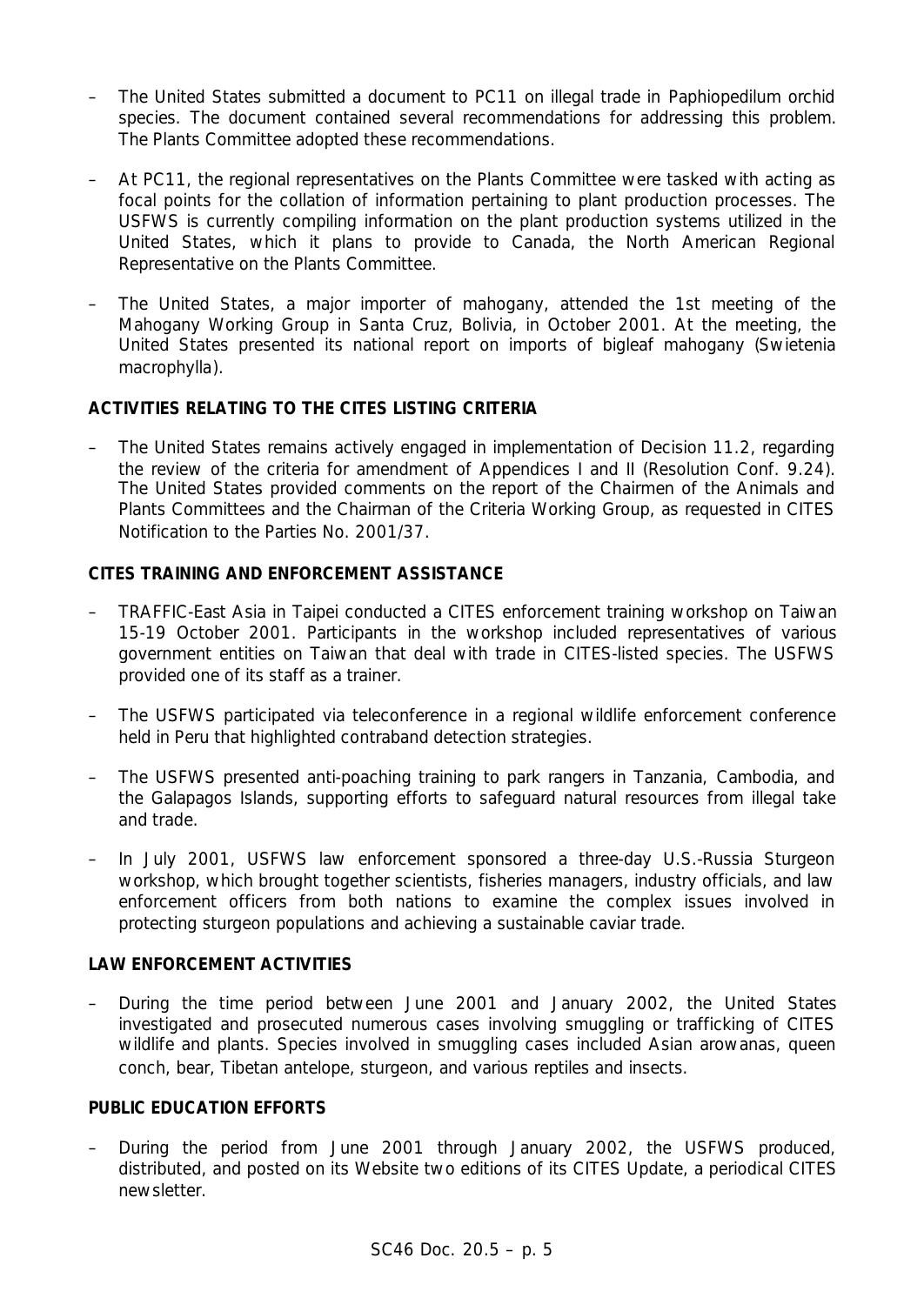- The United States submitted a document to PC11 on illegal trade in Paphiopedilum orchid species. The document contained several recommendations for addressing this problem. The Plants Committee adopted these recommendations.

- At PC11, the regional representatives on the Plants Committee were tasked with acting as focal points for the collation of information pertaining to plant production processes. The USFWS is currently compiling information on the plant production systems utilized in the United States, which it plans to provide to Canada, the North American Regional Representative on the Plants Committee.

- The United States, a major importer of mahogany, attended the 1st meeting of the Mahogany Working Group in Santa Cruz, Bolivia, in October 2001. At the meeting, the United States presented its national report on imports of bigleaf mahogany (*Swietenia macrophylla*).

**ACTIVITIES RELATING TO THE CITES LISTING CRITERIA**

- The United States remains actively engaged in implementation of Decision 11.2, regarding the review of the criteria for amendment of Appendices I and II (Resolution Conf. 9.24). The United States provided comments on the report of the Chairmen of the Animals and Plants Committees and the Chairman of the Criteria Working Group, as requested in CITES Notification to the Parties No. 2001/37.

**CITES TRAINING AND ENFORCEMENT ASSISTANCE**

- TRAFFIC-East Asia in Taipei conducted a CITES enforcement training workshop on Taiwan 15-19 October 2001. Participants in the workshop included representatives of various government entities on Taiwan that deal with trade in CITES-listed species. The USFWS provided one of its staff as a trainer.

- The USFWS participated via teleconference in a regional wildlife enforcement conference held in Peru that highlighted contraband detection strategies.

- The USFWS presented anti-poaching training to park rangers in Tanzania, Cambodia, and the Galapagos Islands, supporting efforts to safeguard natural resources from illegal take and trade.

- In July 2001, USFWS law enforcement sponsored a three-day U.S.-Russia Sturgeon workshop, which brought together scientists, fisheries managers, industry officials, and law enforcement officers from both nations to examine the complex issues involved in protecting sturgeon populations and achieving a sustainable caviar trade.

**LAW ENFORCEMENT ACTIVITIES**

- During the time period between June 2001 and January 2002, the United States investigated and prosecuted numerous cases involving smuggling or trafficking of CITES wildlife and plants. Species involved in smuggling cases included Asian arowanas, queen conch, bear, Tibetan antelope, sturgeon, and various reptiles and insects.

**PUBLIC EDUCATION EFFORTS**

- During the period from June 2001 through January 2002, the USFWS produced, distributed, and posted on its Website two editions of its CITES Update, a periodical CITES newsletter.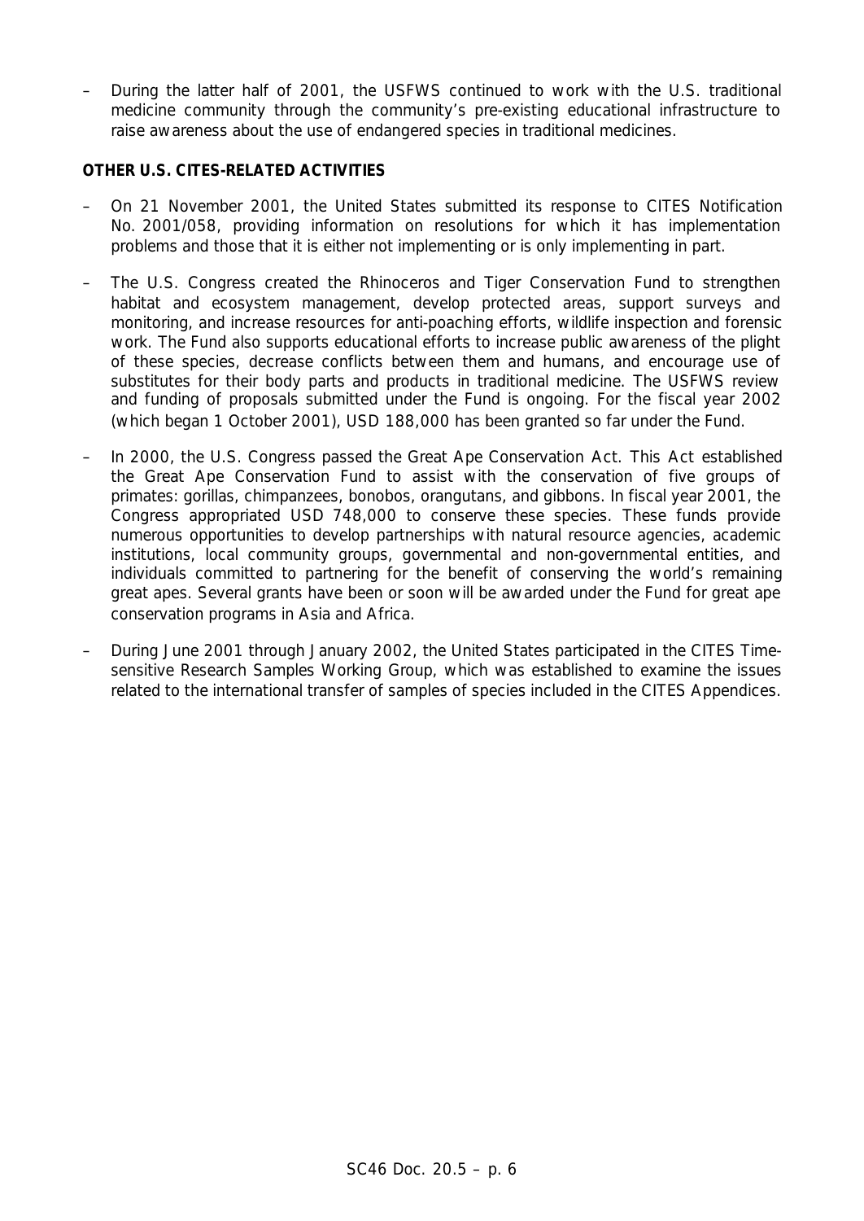– During the latter half of 2001, the USFWS continued to work with the U.S. traditional medicine community through the community's pre-existing educational infrastructure to raise awareness about the use of endangered species in traditional medicines.

**OTHER U.S. CITES-RELATED ACTIVITIES**

– On 21 November 2001, the United States submitted its response to CITES Notification No. 2001/058, providing information on resolutions for which it has implementation problems and those that it is either not implementing or is only implementing in part.

– The U.S. Congress created the Rhinoceros and Tiger Conservation Fund to strengthen habitat and ecosystem management, develop protected areas, support surveys and monitoring, and increase resources for anti-poaching efforts, wildlife inspection and forensic work. The Fund also supports educational efforts to increase public awareness of the plight of these species, decrease conflicts between them and humans, and encourage use of substitutes for their body parts and products in traditional medicine. The USFWS review and funding of proposals submitted under the Fund is ongoing. For the fiscal year 2002 (which began 1 October 2001), USD 188,000 has been granted so far under the Fund.

– In 2000, the U.S. Congress passed the Great Ape Conservation Act. This Act established the Great Ape Conservation Fund to assist with the conservation of five groups of primates: gorillas, chimpanzees, bonobos, orangutans, and gibbons. In fiscal year 2001, the Congress appropriated USD 748,000 to conserve these species. These funds provide numerous opportunities to develop partnerships with natural resource agencies, academic institutions, local community groups, governmental and non-governmental entities, and individuals committed to partnering for the benefit of conserving the world's remaining great apes. Several grants have been or soon will be awarded under the Fund for great ape conservation programs in Asia and Africa.

– During June 2001 through January 2002, the United States participated in the CITES Time-sensitive Research Samples Working Group, which was established to examine the issues related to the international transfer of samples of species included in the CITES Appendices.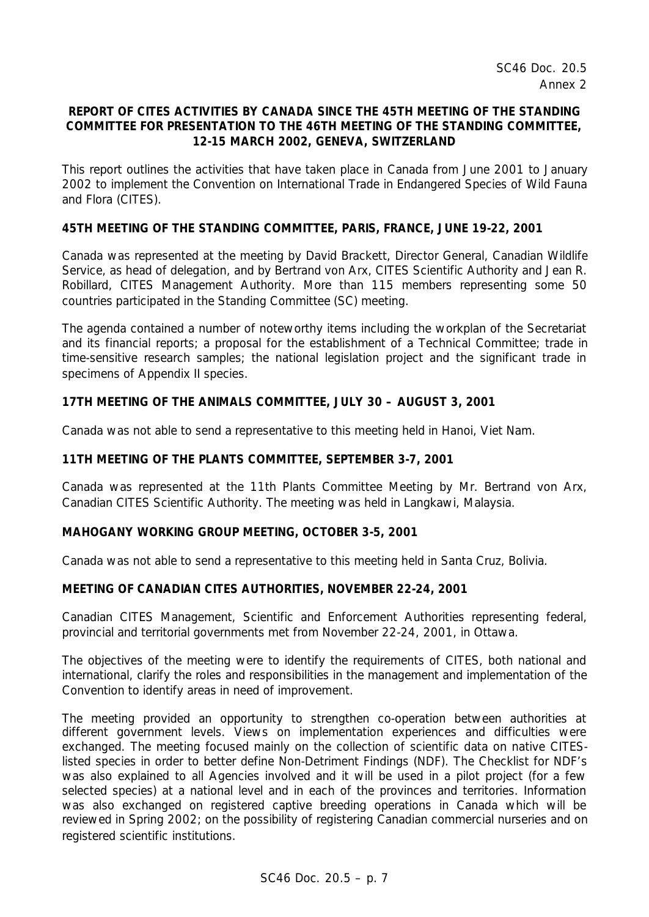SC46 Doc. 20.5
Annex 2

**REPORT OF CITES ACTIVITIES BY CANADA SINCE THE 45TH MEETING OF THE STANDING COMMITTEE FOR PRESENTATION TO THE 46TH MEETING OF THE STANDING COMMITTEE, 12-15 MARCH 2002, GENEVA, SWITZERLAND**

This report outlines the activities that have taken place in Canada from June 2001 to January 2002 to implement the Convention on International Trade in Endangered Species of Wild Fauna and Flora (CITES).

**45TH MEETING OF THE STANDING COMMITTEE, PARIS, FRANCE, JUNE 19-22, 2001**

Canada was represented at the meeting by David Brackett, Director General, Canadian Wildlife Service, as head of delegation, and by Bertrand von Arx, CITES Scientific Authority and Jean R. Robillard, CITES Management Authority. More than 115 members representing some 50 countries participated in the Standing Committee (SC) meeting.

The agenda contained a number of noteworthy items including the workplan of the Secretariat and its financial reports; a proposal for the establishment of a Technical Committee; trade in time-sensitive research samples; the national legislation project and the significant trade in specimens of Appendix II species.

**17TH MEETING OF THE ANIMALS COMMITTEE, JULY 30 – AUGUST 3, 2001**

Canada was not able to send a representative to this meeting held in Hanoi, Viet Nam.

**11TH MEETING OF THE PLANTS COMMITTEE, SEPTEMBER 3-7, 2001**

Canada was represented at the 11th Plants Committee Meeting by Mr. Bertrand von Arx, Canadian CITES Scientific Authority. The meeting was held in Langkawi, Malaysia.

**MAHOGANY WORKING GROUP MEETING, OCTOBER 3-5, 2001**

Canada was not able to send a representative to this meeting held in Santa Cruz, Bolivia.

**MEETING OF CANADIAN CITES AUTHORITIES, NOVEMBER 22-24, 2001**

Canadian CITES Management, Scientific and Enforcement Authorities representing federal, provincial and territorial governments met from November 22-24, 2001, in Ottawa.

The objectives of the meeting were to identify the requirements of CITES, both national and international, clarify the roles and responsibilities in the management and implementation of the Convention to identify areas in need of improvement.

The meeting provided an opportunity to strengthen co-operation between authorities at different government levels. Views on implementation experiences and difficulties were exchanged. The meeting focused mainly on the collection of scientific data on native CITES-listed species in order to better define Non-Detriment Findings (NDF). The Checklist for NDF's was also explained to all Agencies involved and it will be used in a pilot project (for a few selected species) at a national level and in each of the provinces and territories. Information was also exchanged on registered captive breeding operations in Canada which will be reviewed in Spring 2002; on the possibility of registering Canadian commercial nurseries and on registered scientific institutions.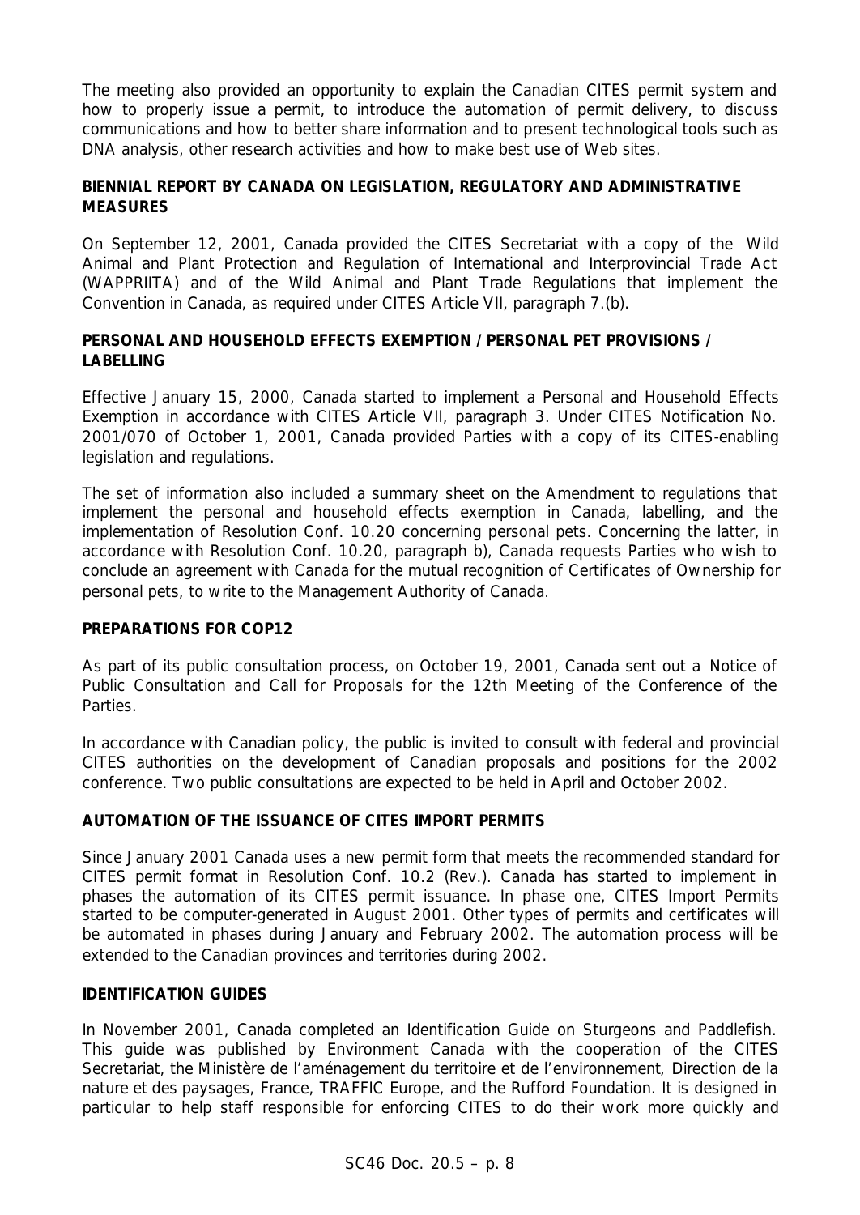The meeting also provided an opportunity to explain the Canadian CITES permit system and how to properly issue a permit, to introduce the automation of permit delivery, to discuss communications and how to better share information and to present technological tools such as DNA analysis, other research activities and how to make best use of Web sites.

**BIENNIAL REPORT BY CANADA ON LEGISLATION, REGULATORY AND ADMINISTRATIVE MEASURES**

On September 12, 2001, Canada provided the CITES Secretariat with a copy of the *Wild Animal and Plant Protection and Regulation of International and Interprovincial Trade Act* (WAPPRIITA) and of the *Wild Animal and Plant Trade Regulations* that implement the Convention in Canada, as required under CITES Article VII, paragraph 7.(b).

**PERSONAL AND HOUSEHOLD EFFECTS EXEMPTION / PERSONAL PET PROVISIONS / LABELLING**

Effective January 15, 2000, Canada started to implement a Personal and Household Effects Exemption in accordance with CITES Article VII, paragraph 3. Under CITES Notification No. 2001/070 of October 1, 2001, Canada provided Parties with a copy of its CITES-enabling legislation and regulations.

The set of information also included a summary sheet on the Amendment to regulations that implement the personal and household effects exemption in Canada, labelling, and the implementation of Resolution Conf. 10.20 concerning personal pets. Concerning the latter, in accordance with Resolution Conf. 10.20, paragraph b), Canada requests Parties who wish to conclude an agreement with Canada for the mutual recognition of Certificates of Ownership for personal pets, to write to the Management Authority of Canada.

**PREPARATIONS FOR COP12**

As part of its public consultation process, on October 19, 2001, Canada sent out a Notice of Public Consultation and Call for Proposals for the 12th Meeting of the Conference of the Parties.

In accordance with Canadian policy, the public is invited to consult with federal and provincial CITES authorities on the development of Canadian proposals and positions for the 2002 conference. Two public consultations are expected to be held in April and October 2002.

**AUTOMATION OF THE ISSUANCE OF CITES IMPORT PERMITS**

Since January 2001 Canada uses a new permit form that meets the recommended standard for CITES permit format in Resolution Conf. 10.2 (Rev.). Canada has started to implement in phases the automation of its CITES permit issuance. In phase one, CITES Import Permits started to be computer-generated in August 2001. Other types of permits and certificates will be automated in phases during January and February 2002. The automation process will be extended to the Canadian provinces and territories during 2002.

**IDENTIFICATION GUIDES**

In November 2001, Canada completed an Identification Guide on Sturgeons and Paddlefish. This guide was published by Environment Canada with the cooperation of the CITES Secretariat, the Ministère de l'aménagement du territoire et de l'environnement, Direction de la nature et des paysages, France, TRAFFIC Europe, and the Rufford Foundation. It is designed in particular to help staff responsible for enforcing CITES to do their work more quickly and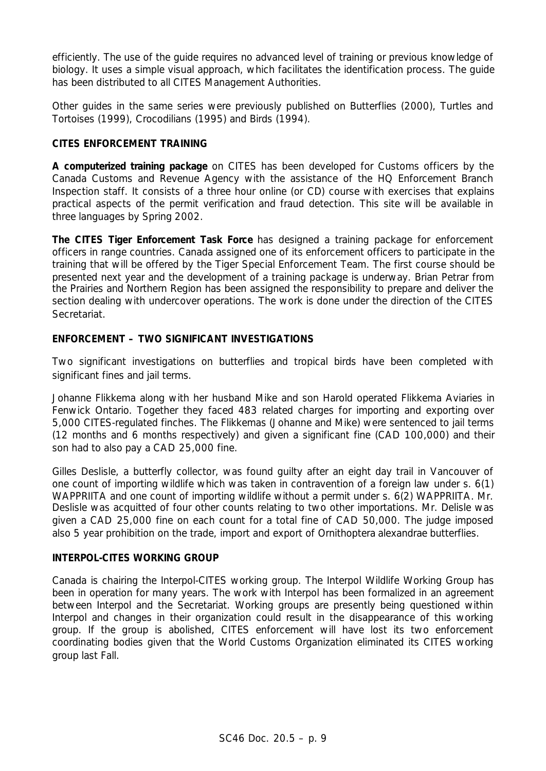efficiently. The use of the guide requires no advanced level of training or previous knowledge of biology. It uses a simple visual approach, which facilitates the identification process. The guide has been distributed to all CITES Management Authorities.

Other guides in the same series were previously published on Butterflies (2000), Turtles and Tortoises (1999), Crocodilians (1995) and Birds (1994).

**CITES ENFORCEMENT TRAINING**

**A computerized training package** on CITES has been developed for Customs officers by the Canada Customs and Revenue Agency with the assistance of the HQ Enforcement Branch Inspection staff. It consists of a three hour online (or CD) course with exercises that explains practical aspects of the permit verification and fraud detection. This site will be available in three languages by Spring 2002.

**The CITES Tiger Enforcement Task Force** has designed a training package for enforcement officers in range countries. Canada assigned one of its enforcement officers to participate in the training that will be offered by the Tiger Special Enforcement Team. The first course should be presented next year and the development of a training package is underway. Brian Petrar from the Prairies and Northern Region has been assigned the responsibility to prepare and deliver the section dealing with undercover operations. The work is done under the direction of the CITES Secretariat.

**ENFORCEMENT – TWO SIGNIFICANT INVESTIGATIONS**

Two significant investigations on butterflies and tropical birds have been completed with significant fines and jail terms.

Johanne Flikkema along with her husband Mike and son Harold operated Flikkema Aviaries in Fenwick Ontario. Together they faced 483 related charges for importing and exporting over 5,000 CITES-regulated finches. The Flikkemas (Johanne and Mike) were sentenced to jail terms (12 months and 6 months respectively) and given a significant fine (CAD 100,000) and their son had to also pay a CAD 25,000 fine.

Gilles Deslisle, a butterfly collector, was found guilty after an eight day trail in Vancouver of one count of importing wildlife which was taken in contravention of a foreign law under s. 6(1) WAPPRIITA and one count of importing wildlife without a permit under s. 6(2) WAPPRIITA. Mr. Deslisle was acquitted of four other counts relating to two other importations. Mr. Delisle was given a CAD 25,000 fine on each count for a total fine of CAD 50,000. The judge imposed also 5 year prohibition on the trade, import and export of *Ornithoptera alexandrae* butterflies.

**INTERPOL-CITES WORKING GROUP**

Canada is chairing the Interpol-CITES working group. The Interpol Wildlife Working Group has been in operation for many years. The work with Interpol has been formalized in an agreement between Interpol and the Secretariat. Working groups are presently being questioned within Interpol and changes in their organization could result in the disappearance of this working group. If the group is abolished, CITES enforcement will have lost its two enforcement coordinating bodies given that the World Customs Organization eliminated its CITES working group last Fall.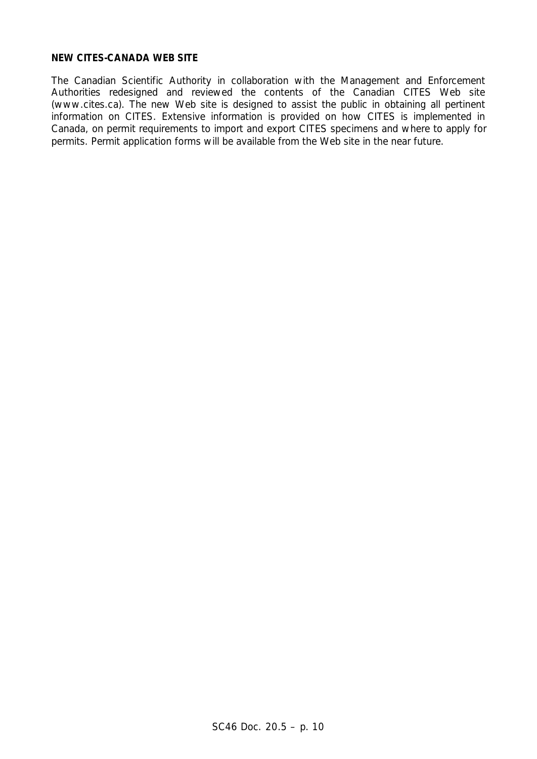**NEW CITES-CANADA WEB SITE**

The Canadian Scientific Authority in collaboration with the Management and Enforcement Authorities redesigned and reviewed the contents of the Canadian CITES Web site (www.cites.ca). The new Web site is designed to assist the public in obtaining all pertinent information on CITES. Extensive information is provided on how CITES is implemented in Canada, on permit requirements to import and export CITES specimens and where to apply for permits. Permit application forms will be available from the Web site in the near future.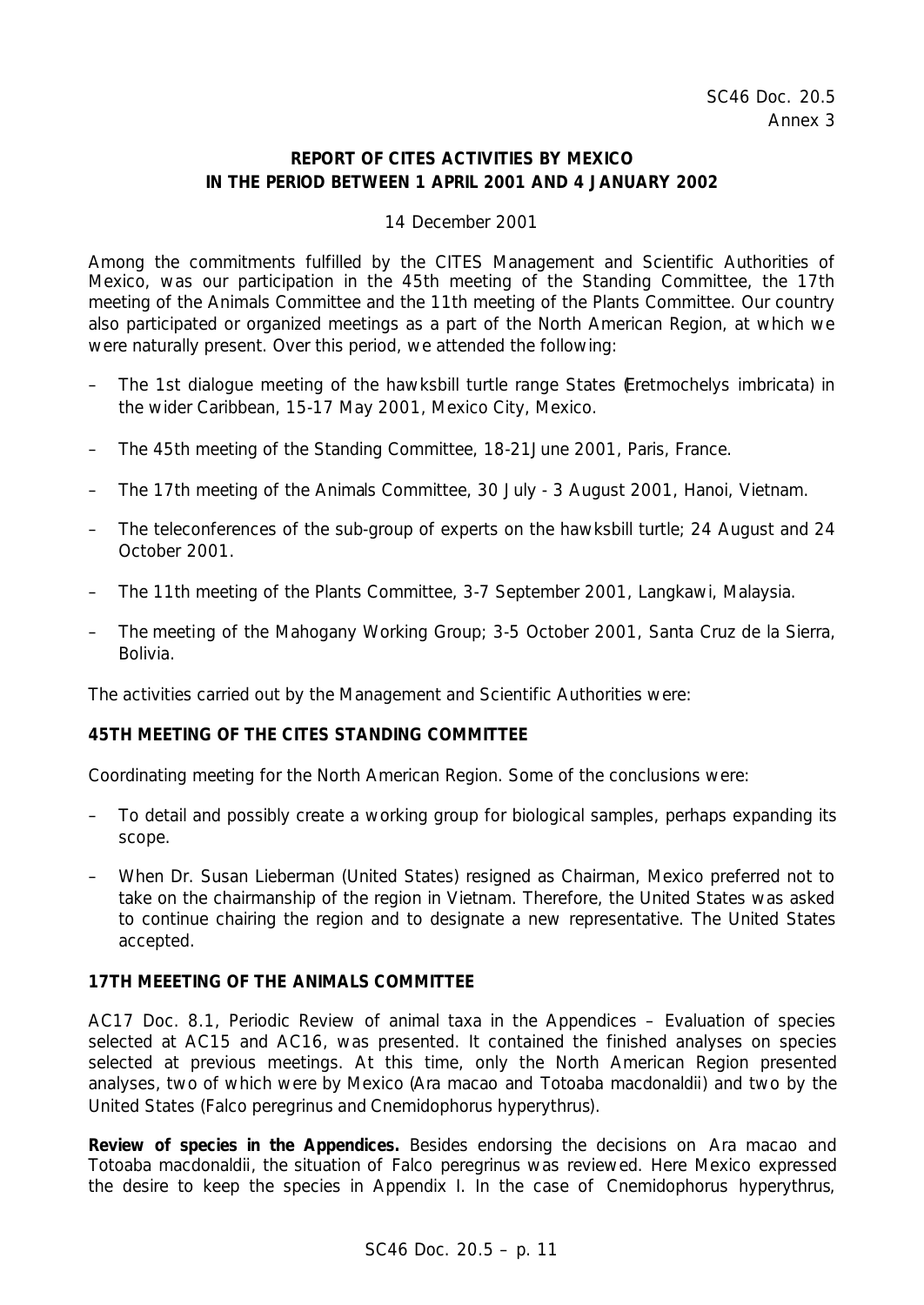SC46 Doc. 20.5
Annex 3

**REPORT OF CITES ACTIVITIES BY MEXICO IN THE PERIOD BETWEEN 1 APRIL 2001 AND 4 JANUARY 2002**

14 December 2001

Among the commitments fulfilled by the CITES Management and Scientific Authorities of Mexico, was our participation in the 45th meeting of the Standing Committee, the 17th meeting of the Animals Committee and the 11th meeting of the Plants Committee. Our country also participated or organized meetings as a part of the North American Region, at which we were naturally present. Over this period, we attended the following:

- The 1st dialogue meeting of the hawksbill turtle range States (*Eretmochelys imbricata*) in the wider Caribbean, 15-17 May 2001, Mexico City, Mexico.
- The 45th meeting of the Standing Committee, 18-21 June 2001, Paris, France.
- The 17th meeting of the Animals Committee, 30 July - 3 August 2001, Hanoi, Vietnam.
- The teleconferences of the sub-group of experts on the hawksbill turtle; 24 August and 24 October 2001.
- The 11th meeting of the Plants Committee, 3-7 September 2001, Langkawi, Malaysia.
- The meeting of the Mahogany Working Group; 3-5 October 2001, Santa Cruz de la Sierra, Bolivia.

The activities carried out by the Management and Scientific Authorities were:

**45TH MEETING OF THE CITES STANDING COMMITTEE**

Coordinating meeting for the North American Region. Some of the conclusions were:

- To detail and possibly create a working group for biological samples, perhaps expanding its scope.
- When Dr. Susan Lieberman (United States) resigned as Chairman, Mexico preferred not to take on the chairmanship of the region in Vietnam. Therefore, the United States was asked to continue chairing the region and to designate a new representative. The United States accepted.

**17TH MEEETING OF THE ANIMALS COMMITTEE**

AC17 Doc. 8.1, Periodic Review of animal taxa in the Appendices – Evaluation of species selected at AC15 and AC16, was presented. It contained the finished analyses on species selected at previous meetings. At this time, only the North American Region presented analyses, two of which were by Mexico (*Ara macao* and *Totoaba macdonaldii*) and two by the United States (*Falco peregrinus* and *Cnemidophorus hyperythrus*).

**Review of species in the Appendices.** Besides endorsing the decisions on *Ara macao* and *Totoaba macdonaldii*, the situation of *Falco peregrinus* was reviewed. Here Mexico expressed the desire to keep the species in Appendix I. In the case of *Cnemidophorus hyperythrus*,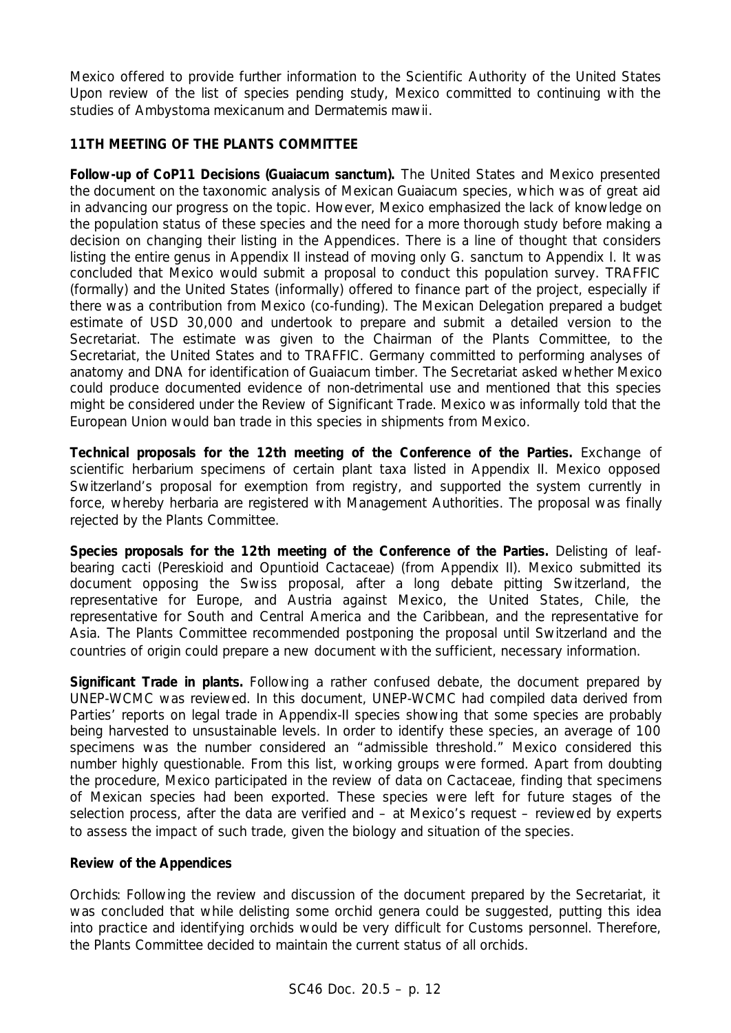Mexico offered to provide further information to the Scientific Authority of the United States Upon review of the list of species pending study, Mexico committed to continuing with the studies of *Ambystoma mexicanum* and *Dermatemis mawii*.

## 11TH MEETING OF THE PLANTS COMMITTEE

**Follow-up of CoP11 Decisions (*Guaiacum sanctum*).** The United States and Mexico presented the document on the taxonomic analysis of Mexican *Guaiacum* species, which was of great aid in advancing our progress on the topic. However, Mexico emphasized the lack of knowledge on the population status of these species and the need for a more thorough study before making a decision on changing their listing in the Appendices. There is a line of thought that considers listing the entire genus in Appendix II instead of moving only *G. sanctum* to Appendix I. It was concluded that Mexico would submit a proposal to conduct this population survey. TRAFFIC (formally) and the United States (informally) offered to finance part of the project, especially if there was a contribution from Mexico (co-funding). The Mexican Delegation prepared a budget estimate of USD 30,000 and undertook to prepare and submit a detailed version to the Secretariat. The estimate was given to the Chairman of the Plants Committee, to the Secretariat, the United States and to TRAFFIC. Germany committed to performing analyses of anatomy and DNA for identification of *Guaiacum* timber. The Secretariat asked whether Mexico could produce documented evidence of non-detrimental use and mentioned that this species might be considered under the Review of Significant Trade. Mexico was informally told that the European Union would ban trade in this species in shipments from Mexico.

**Technical proposals for the 12th meeting of the Conference of the Parties.** Exchange of scientific herbarium specimens of certain plant taxa listed in Appendix II. Mexico opposed Switzerland's proposal for exemption from registry, and supported the system currently in force, whereby herbaria are registered with Management Authorities. The proposal was finally rejected by the Plants Committee.

**Species proposals for the 12th meeting of the Conference of the Parties.** Delisting of leaf-bearing cacti (Pereskioid and Opuntioid Cactaceae) (from Appendix II). Mexico submitted its document opposing the Swiss proposal, after a long debate pitting Switzerland, the representative for Europe, and Austria against Mexico, the United States, Chile, the representative for South and Central America and the Caribbean, and the representative for Asia. The Plants Committee recommended postponing the proposal until Switzerland and the countries of origin could prepare a new document with the sufficient, necessary information.

**Significant Trade in plants.** Following a rather confused debate, the document prepared by UNEP-WCMC was reviewed. In this document, UNEP-WCMC had compiled data derived from Parties' reports on legal trade in Appendix-II species showing that some species are probably being harvested to unsustainable levels. In order to identify these species, an average of 100 specimens was the number considered an "admissible threshold." Mexico considered this number highly questionable. From this list, working groups were formed. Apart from doubting the procedure, Mexico participated in the review of data on Cactaceae, finding that specimens of Mexican species had been exported. These species were left for future stages of the selection process, after the data are verified and – at Mexico's request – reviewed by experts to assess the impact of such trade, given the biology and situation of the species.

**Review of the Appendices**

Orchids: Following the review and discussion of the document prepared by the Secretariat, it was concluded that while delisting some orchid genera could be suggested, putting this idea into practice and identifying orchids would be very difficult for Customs personnel. Therefore, the Plants Committee decided to maintain the current status of all orchids.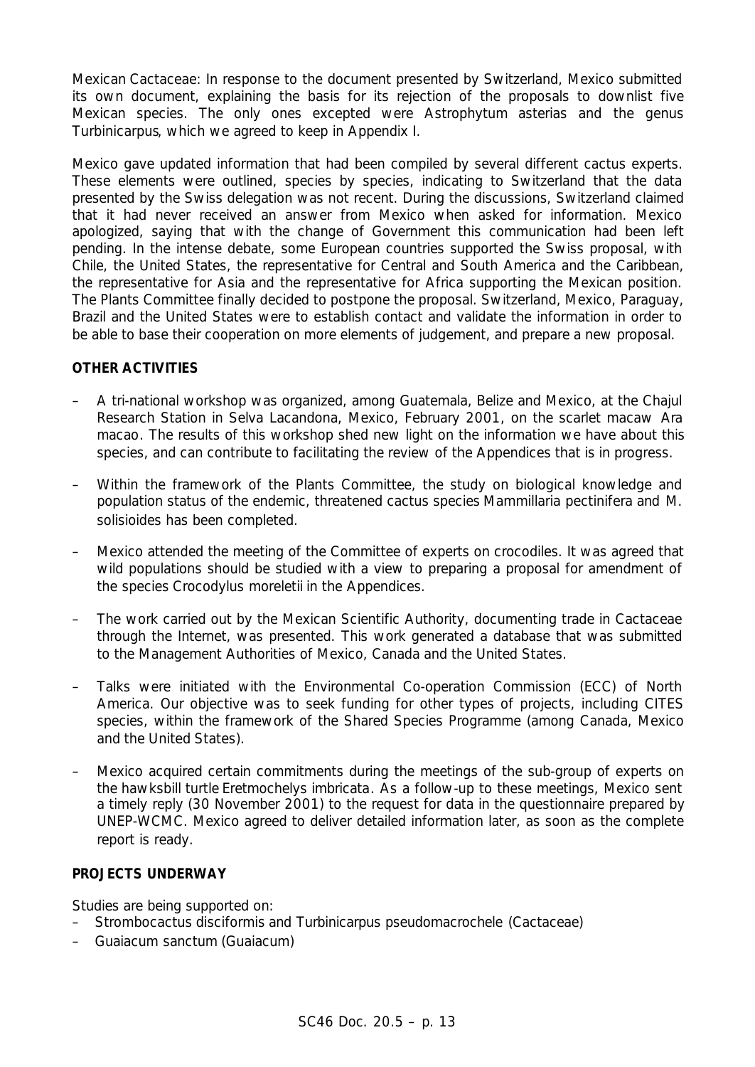Mexican Cactaceae: In response to the document presented by Switzerland, Mexico submitted its own document, explaining the basis for its rejection of the proposals to downlist five Mexican species. The only ones excepted were *Astrophytum asterias* and the genus *Turbinicarpus*, which we agreed to keep in Appendix I.

Mexico gave updated information that had been compiled by several different cactus experts. These elements were outlined, species by species, indicating to Switzerland that the data presented by the Swiss delegation was not recent. During the discussions, Switzerland claimed that it had never received an answer from Mexico when asked for information. Mexico apologized, saying that with the change of Government this communication had been left pending. In the intense debate, some European countries supported the Swiss proposal, with Chile, the United States, the representative for Central and South America and the Caribbean, the representative for Asia and the representative for Africa supporting the Mexican position. The Plants Committee finally decided to postpone the proposal. Switzerland, Mexico, Paraguay, Brazil and the United States were to establish contact and validate the information in order to be able to base their cooperation on more elements of judgement, and prepare a new proposal.

**OTHER ACTIVITIES**

- A tri-national workshop was organized, among Guatemala, Belize and Mexico, at the Chajul Research Station in Selva Lacandona, Mexico, February 2001, on the scarlet macaw *Ara macao*. The results of this workshop shed new light on the information we have about this species, and can contribute to facilitating the review of the Appendices that is in progress.
- Within the framework of the Plants Committee, the study on biological knowledge and population status of the endemic, threatened cactus species *Mammillaria pectinifera* and *M. solisioides* has been completed.
- Mexico attended the meeting of the Committee of experts on crocodiles. It was agreed that wild populations should be studied with a view to preparing a proposal for amendment of the species *Crocodylus moreletii* in the Appendices.
- The work carried out by the Mexican Scientific Authority, documenting trade in Cactaceae through the Internet, was presented. This work generated a database that was submitted to the Management Authorities of Mexico, Canada and the United States.
- Talks were initiated with the Environmental Co-operation Commission (ECC) of North America. Our objective was to seek funding for other types of projects, including CITES species, within the framework of the Shared Species Programme (among Canada, Mexico and the United States).
- Mexico acquired certain commitments during the meetings of the sub-group of experts on the hawksbill turtle *Eretmochelys imbricata*. As a follow-up to these meetings, Mexico sent a timely reply (30 November 2001) to the request for data in the questionnaire prepared by UNEP-WCMC. Mexico agreed to deliver detailed information later, as soon as the complete report is ready.

**PROJECTS UNDERWAY**

Studies are being supported on:

- *Strombocactus disciformis* and *Turbinicarpus pseudomacrochele* (Cactaceae)
- *Guaiacum sanctum* (Guaiacum)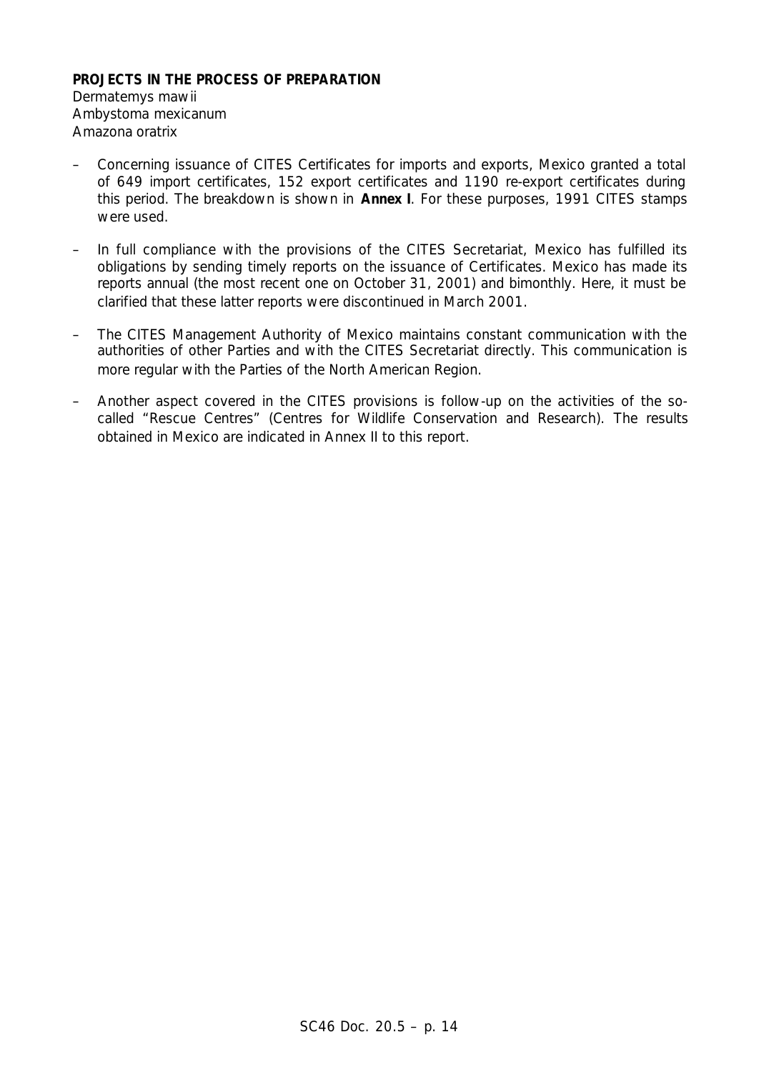**PROJECTS IN THE PROCESS OF PREPARATION**

*Dermatemys mawii*
*Ambystoma mexicanum*
*Amazona oratrix*

- Concerning issuance of CITES Certificates for imports and exports, Mexico granted a total of 649 import certificates, 152 export certificates and 1190 re-export certificates during this period. The breakdown is shown in **Annex I**. For these purposes, 1991 CITES stamps were used.

- In full compliance with the provisions of the CITES Secretariat, Mexico has fulfilled its obligations by sending timely reports on the issuance of Certificates. Mexico has made its reports annual (the most recent one on October 31, 2001) and bimonthly. Here, it must be clarified that these latter reports were discontinued in March 2001.

- The CITES Management Authority of Mexico maintains constant communication with the authorities of other Parties and with the CITES Secretariat directly. This communication is more regular with the Parties of the North American Region.

- Another aspect covered in the CITES provisions is follow-up on the activities of the so-called "Rescue Centres" (Centres for Wildlife Conservation and Research). The results obtained in Mexico are indicated in Annex II to this report.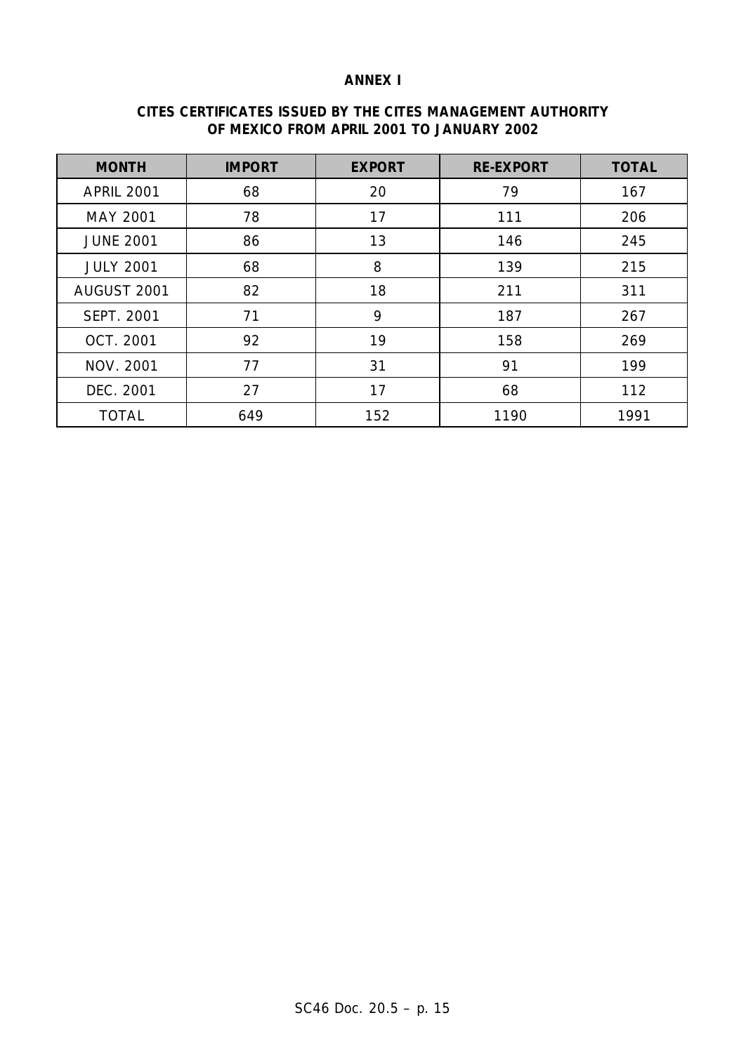**ANNEX I**

**CITES CERTIFICATES ISSUED BY THE CITES MANAGEMENT AUTHORITY OF MEXICO FROM APRIL 2001 TO JANUARY 2002**

| MONTH | IMPORT | EXPORT | RE-EXPORT | TOTAL |
|---|---|---|---|---|
| APRIL 2001 | 68 | 20 | 79 | 167 |
| MAY 2001 | 78 | 17 | 111 | 206 |
| JUNE 2001 | 86 | 13 | 146 | 245 |
| JULY 2001 | 68 | 8 | 139 | 215 |
| AUGUST 2001 | 82 | 18 | 211 | 311 |
| SEPT. 2001 | 71 | 9 | 187 | 267 |
| OCT. 2001 | 92 | 19 | 158 | 269 |
| NOV. 2001 | 77 | 31 | 91 | 199 |
| DEC. 2001 | 27 | 17 | 68 | 112 |
| TOTAL | 649 | 152 | 1190 | 1991 |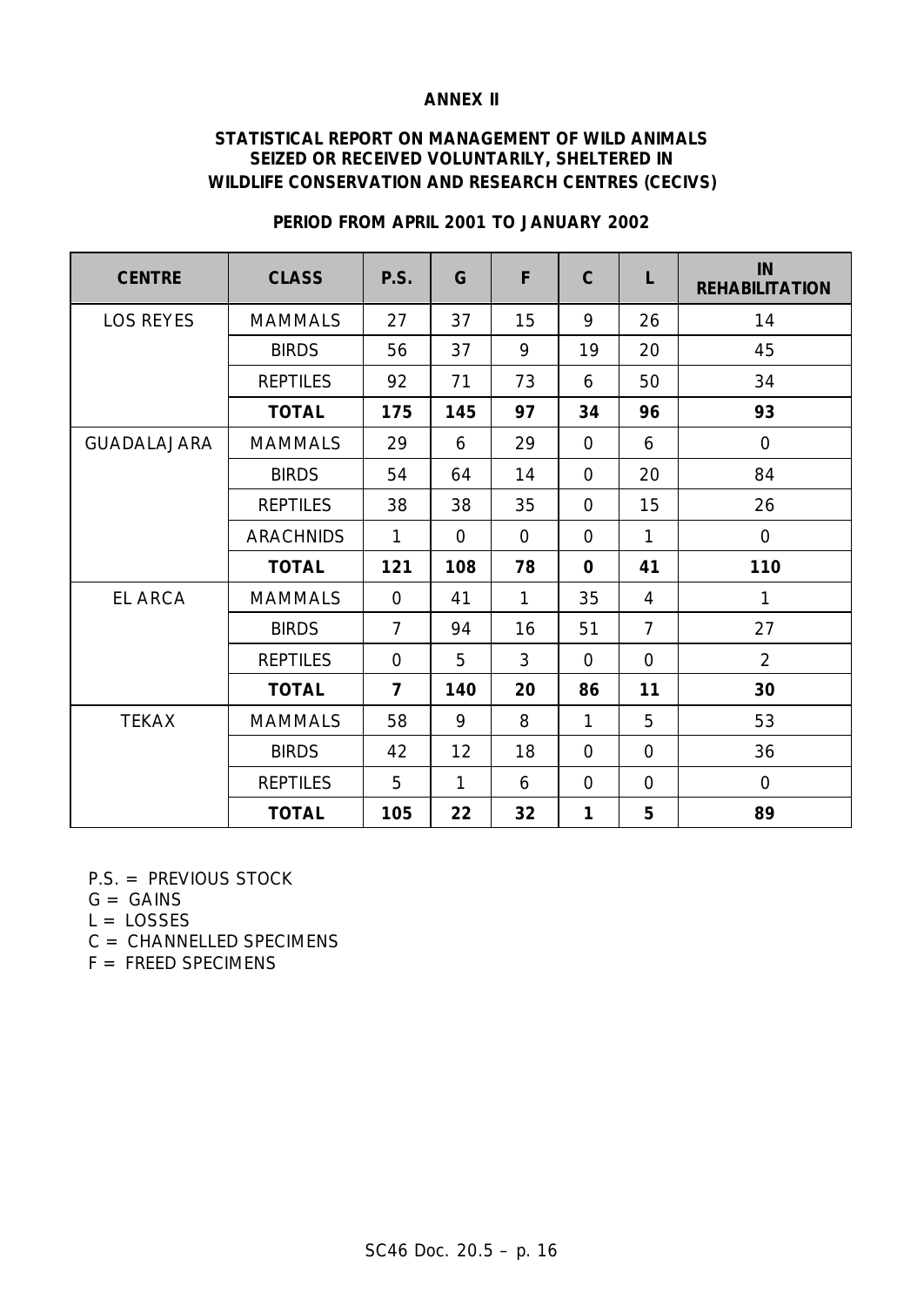**ANNEX II**

**STATISTICAL REPORT ON MANAGEMENT OF WILD ANIMALS SEIZED OR RECEIVED VOLUNTARILY, SHELTERED IN WILDLIFE CONSERVATION AND RESEARCH CENTRES (CECIVS)**

**PERIOD FROM APRIL 2001 TO JANUARY 2002**

| CENTRE | CLASS | P.S. | G | F | C | L | IN REHABILITATION |
|---|---|---|---|---|---|---|---|
| LOS REYES | MAMMALS | 27 | 37 | 15 | 9 | 26 | 14 |
| | BIRDS | 56 | 37 | 9 | 19 | 20 | 45 |
| | REPTILES | 92 | 71 | 73 | 6 | 50 | 34 |
| | **TOTAL** | **175** | **145** | **97** | **34** | **96** | **93** |
| GUADALAJARA | MAMMALS | 29 | 6 | 29 | 0 | 6 | 0 |
| | BIRDS | 54 | 64 | 14 | 0 | 20 | 84 |
| | REPTILES | 38 | 38 | 35 | 0 | 15 | 26 |
| | ARACHNIDS | 1 | 0 | 0 | 0 | 1 | 0 |
| | **TOTAL** | **121** | **108** | **78** | **0** | **41** | **110** |
| EL ARCA | MAMMALS | 0 | 41 | 1 | 35 | 4 | 1 |
| | BIRDS | 7 | 94 | 16 | 51 | 7 | 27 |
| | REPTILES | 0 | 5 | 3 | 0 | 0 | 2 |
| | **TOTAL** | **7** | **140** | **20** | **86** | **11** | **30** |
| TEKAX | MAMMALS | 58 | 9 | 8 | 1 | 5 | 53 |
| | BIRDS | 42 | 12 | 18 | 0 | 0 | 36 |
| | REPTILES | 5 | 1 | 6 | 0 | 0 | 0 |
| | **TOTAL** | **105** | **22** | **32** | **1** | **5** | **89** |

P.S. = PREVIOUS STOCK
G = GAINS
L = LOSSES
C = CHANNELLED SPECIMENS
F = FREED SPECIMENS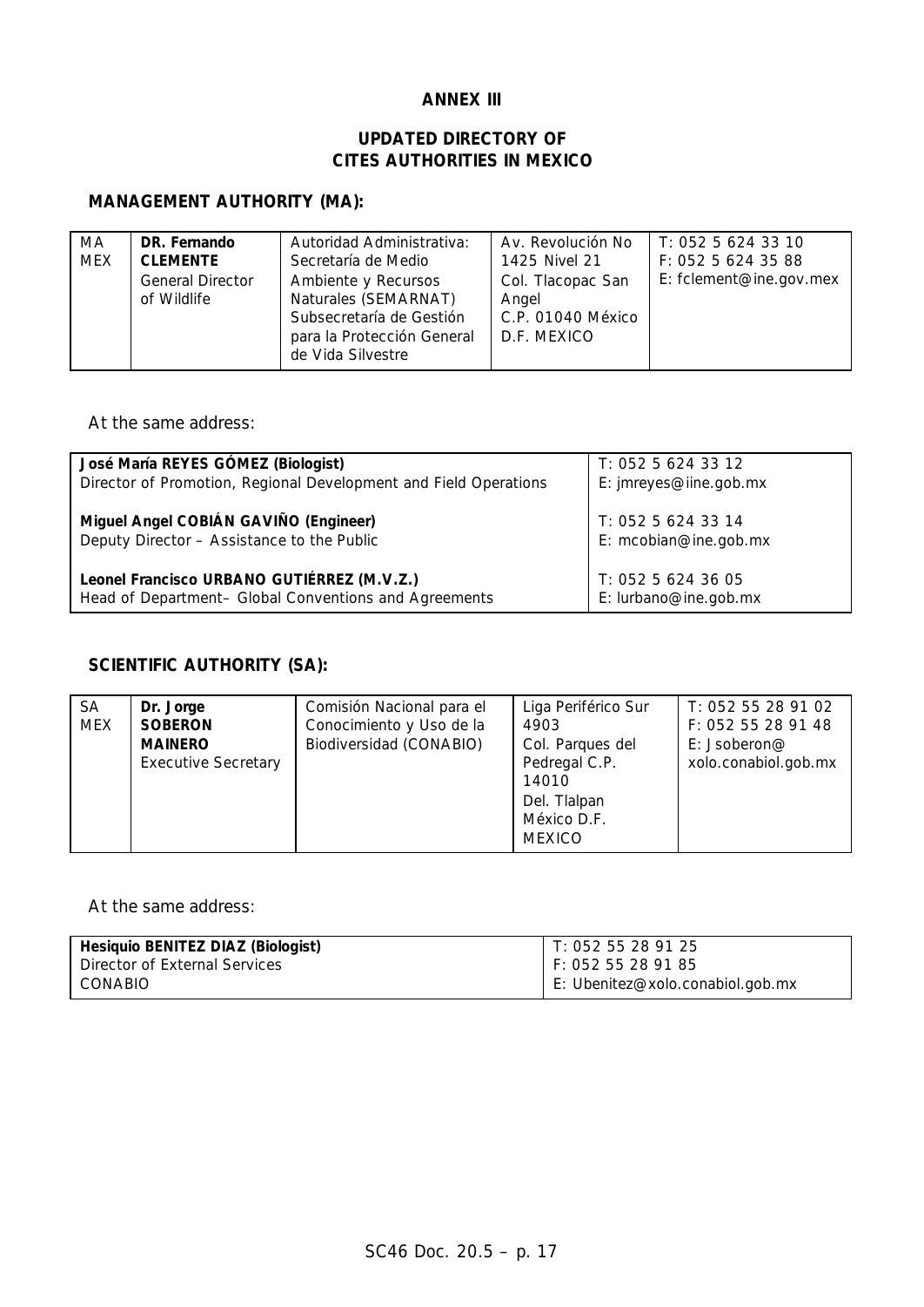**ANNEX III**

**UPDATED DIRECTORY OF CITES AUTHORITIES IN MEXICO**

**MANAGEMENT AUTHORITY (MA):**

| | | | | |
|---|---|---|---|---|
| MA MEX | **DR. Fernando CLEMENTE** General Director of Wildlife | Autoridad Administrativa: Secretaría de Medio Ambiente y Recursos Naturales (SEMARNAT) Subsecretaría de Gestión para la Protección General de Vida Silvestre | Av. Revolución No 1425 Nivel 21 Col. Tlacopac San Angel C.P. 01040 México D.F. MEXICO | T: 052 5 624 33 10 F: 052 5 624 35 88 E: fclement@ine.gov.mex |

At the same address:

| | |
|---|---|
| **José María REYES GÓMEZ (Biologist)** Director of Promotion, Regional Development and Field Operations | T: 052 5 624 33 12 E: jmreyes@iine.gob.mx |
| **Miguel Angel COBIÁN GAVIÑO (Engineer)** Deputy Director – Assistance to the Public | T: 052 5 624 33 14 E: mcobian@ine.gob.mx |
| **Leonel Francisco URBANO GUTIÉRREZ (M.V.Z.)** Head of Department– Global Conventions and Agreements | T: 052 5 624 36 05 E: lurbano@ine.gob.mx |

**SCIENTIFIC AUTHORITY (SA):**

| | | | | |
|---|---|---|---|---|
| SA MEX | **Dr. Jorge SOBERON MAINERO** Executive Secretary | Comisión Nacional para el Conocimiento y Uso de la Biodiversidad (CONABIO) | Liga Periférico Sur 4903 Col. Parques del Pedregal C.P. 14010 Del. Tlalpan México D.F. MEXICO | T: 052 55 28 91 02 F: 052 55 28 91 48 E: Jsoberon@ xolo.conabiol.gob.mx |

At the same address:

| | |
|---|---|
| **Hesiquio BENITEZ DIAZ (Biologist)** Director of External Services CONABIO | T: 052 55 28 91 25 F: 052 55 28 91 85 E: Ubenitez@xolo.conabiol.gob.mx |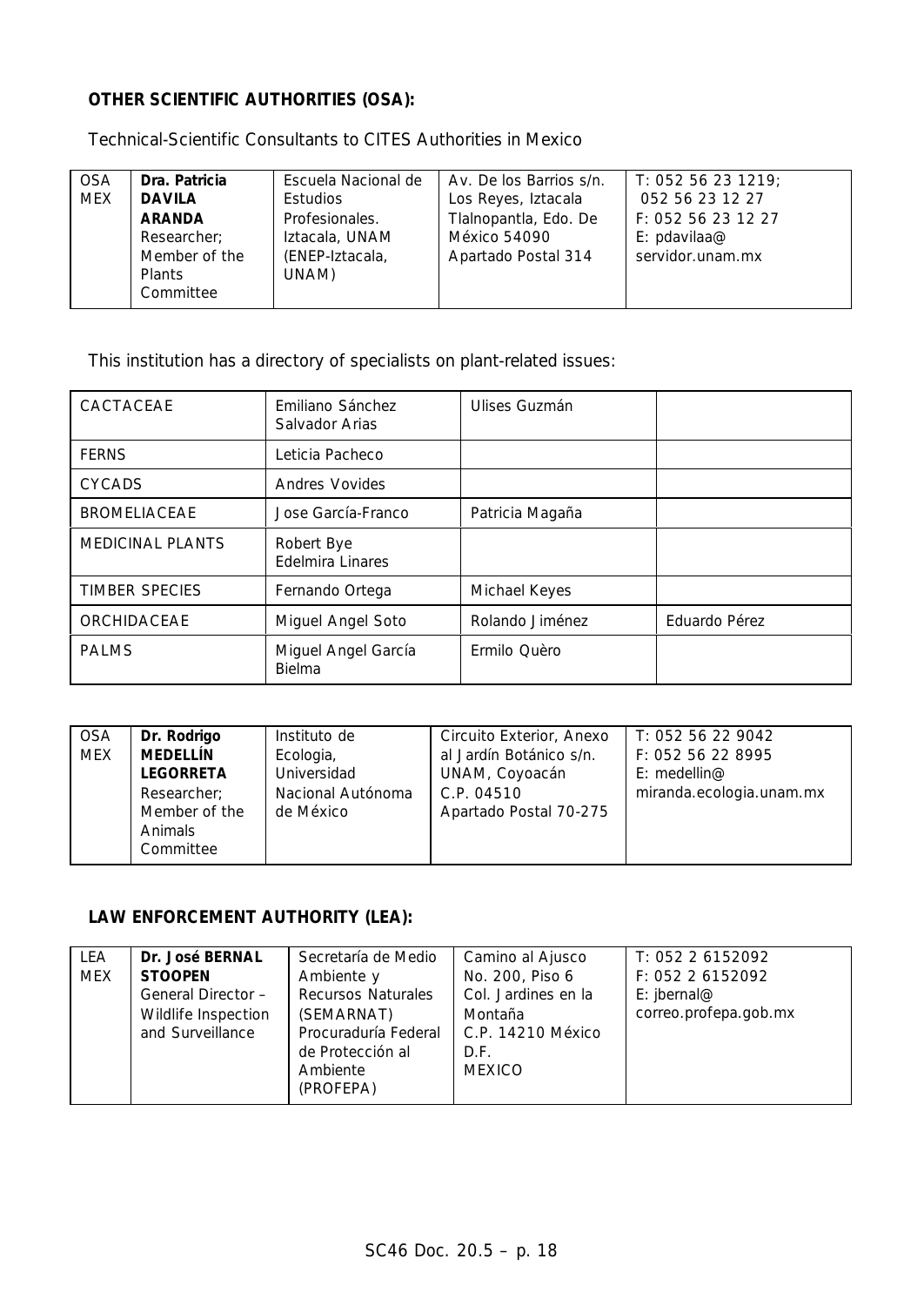**OTHER SCIENTIFIC AUTHORITIES (OSA):**

Technical-Scientific Consultants to CITES Authorities in Mexico

| | | | | |
|---|---|---|---|---|
| OSA MEX | **Dra. Patricia DAVILA ARANDA** Researcher; Member of the Plants Committee | Escuela Nacional de Estudios Profesionales. Iztacala, UNAM (ENEP-Iztacala, UNAM) | Av. De los Barrios s/n. Los Reyes, Iztacala Tlalnopantla, Edo. De México 54090 Apartado Postal 314 | T: 052 56 23 1219; 052 56 23 12 27 F: 052 56 23 12 27 E: pdavilaa@ servidor.unam.mx |

This institution has a directory of specialists on plant-related issues:

| | | | |
|---|---|---|---|
| CACTACEAE | Emiliano Sánchez Salvador Arias | Ulises Guzmán | |
| FERNS | Leticia Pacheco | | |
| CYCADS | Andres Vovides | | |
| BROMELIACEAE | Jose García-Franco | Patricia Magaña | |
| MEDICINAL PLANTS | Robert Bye Edelmira Linares | | |
| TIMBER SPECIES | Fernando Ortega | Michael Keyes | |
| ORCHIDACEAE | Miguel Angel Soto | Rolando Jiménez | Eduardo Pérez |
| PALMS | Miguel Angel García Bielma | Ermilo Quèro | |

| | | | | |
|---|---|---|---|---|
| OSA MEX | **Dr. Rodrigo MEDELLÍN LEGORRETA** Researcher; Member of the Animals Committee | Instituto de Ecologia, Universidad Nacional Autónoma de México | Circuito Exterior, Anexo al Jardín Botánico s/n. UNAM, Coyoacán C.P. 04510 Apartado Postal 70-275 | T: 052 56 22 9042 F: 052 56 22 8995 E: medellin@ miranda.ecologia.unam.mx |

**LAW ENFORCEMENT AUTHORITY (LEA):**

| | | | | |
|---|---|---|---|---|
| LEA MEX | **Dr. José BERNAL STOOPEN** General Director – Wildlife Inspection and Surveillance | Secretaría de Medio Ambiente y Recursos Naturales (SEMARNAT) Procuraduría Federal de Protección al Ambiente (PROFEPA) | Camino al Ajusco No. 200, Piso 6 Col. Jardines en la Montaña C.P. 14210 México D.F. MEXICO | T: 052 2 6152092 F: 052 2 6152092 E: jbernal@ correo.profepa.gob.mx |